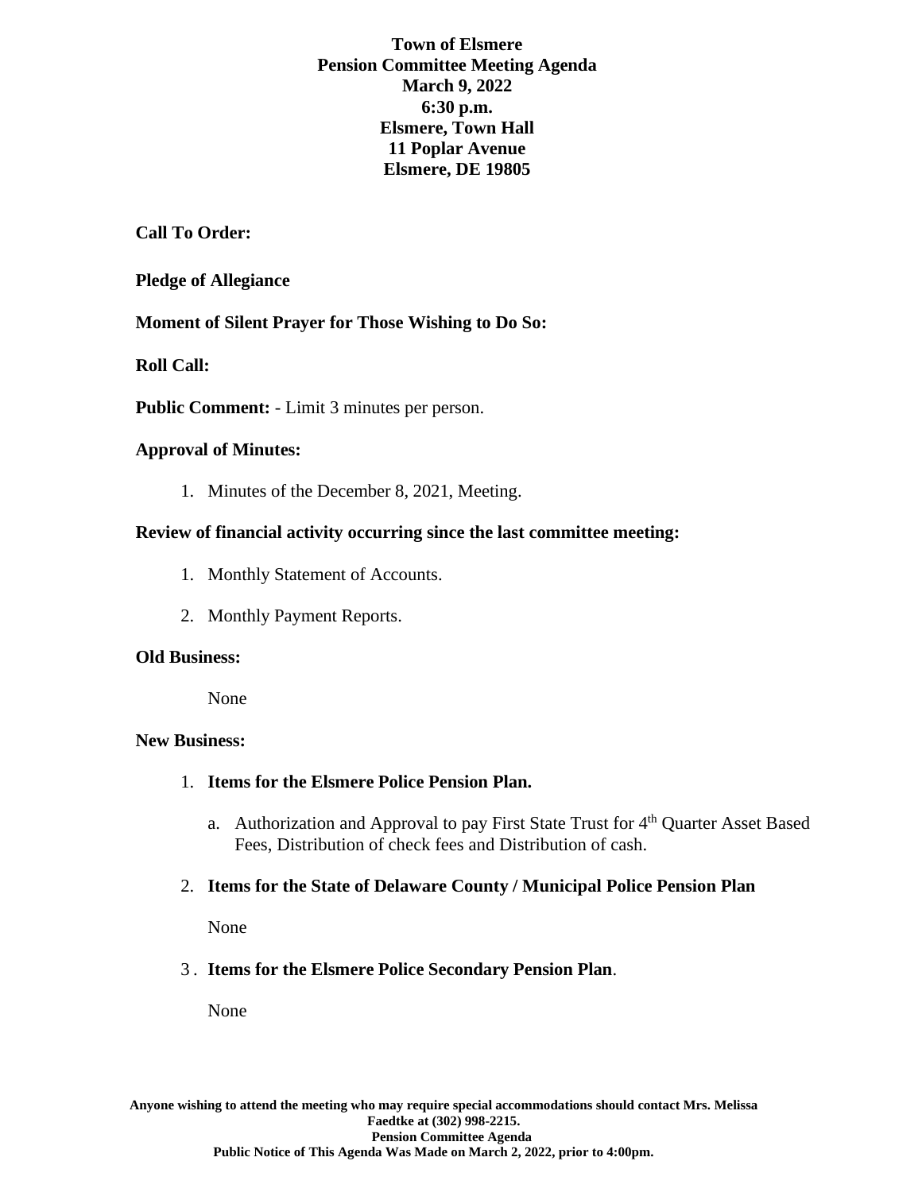**Town of Elsmere**
**Pension Committee Meeting Agenda**
**March 9, 2022**
**6:30 p.m.**
**Elsmere, Town Hall**
**11 Poplar Avenue**
**Elsmere, DE 19805**

**Call To Order:**

**Pledge of Allegiance**

**Moment of Silent Prayer for Those Wishing to Do So:**

**Roll Call:**

**Public Comment:** - Limit 3 minutes per person.

**Approval of Minutes:**

1. Minutes of the December 8, 2021, Meeting.

**Review of financial activity occurring since the last committee meeting:**

1. Monthly Statement of Accounts.
2. Monthly Payment Reports.

**Old Business:**

None

**New Business:**

1. **Items for the Elsmere Police Pension Plan.**
   a. Authorization and Approval to pay First State Trust for 4th Quarter Asset Based Fees, Distribution of check fees and Distribution of cash.
2. **Items for the State of Delaware County / Municipal Police Pension Plan**

   None

3. **Items for the Elsmere Police Secondary Pension Plan**.

   None

**Anyone wishing to attend the meeting who may require special accommodations should contact Mrs. Melissa Faedtke at (302) 998-2215.**
**Pension Committee Agenda**
**Public Notice of This Agenda Was Made on March 2, 2022, prior to 4:00pm.**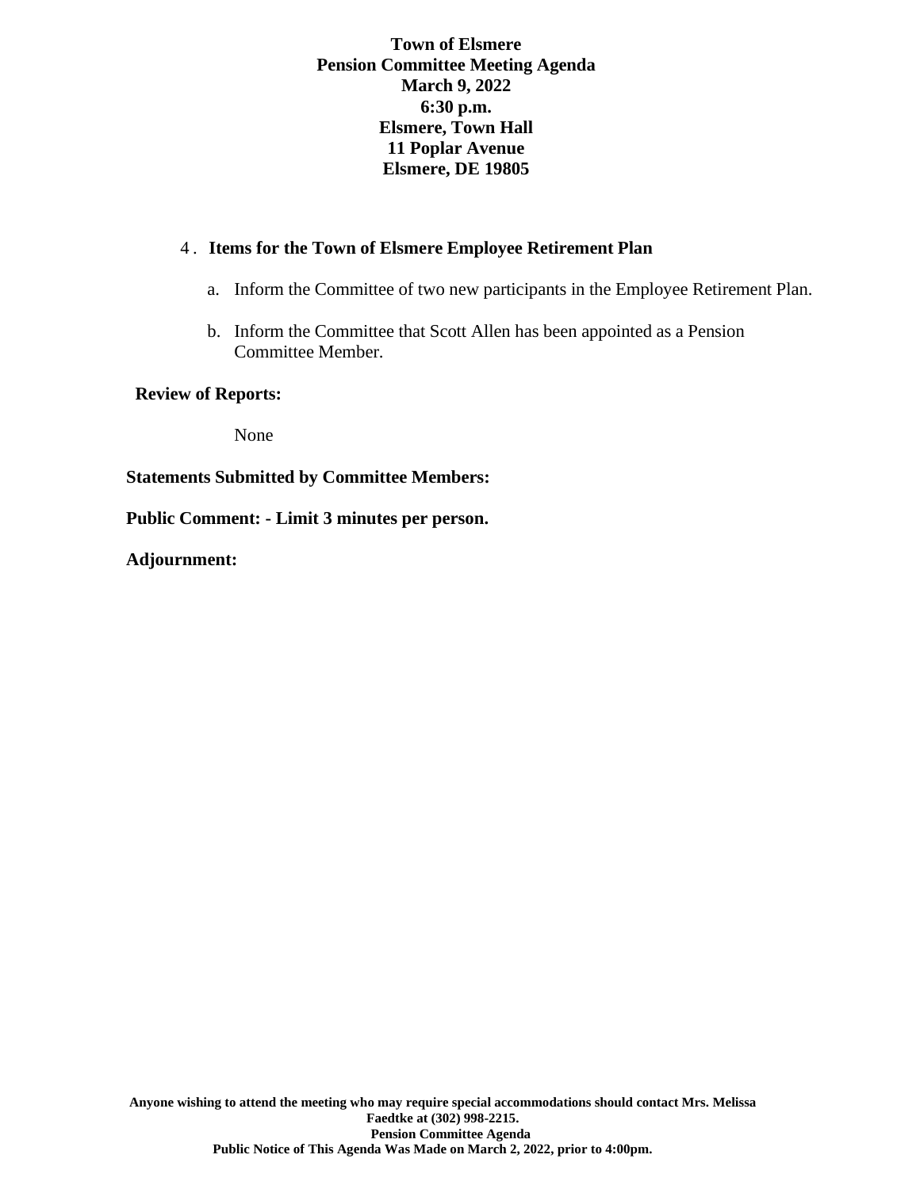**Town of Elsmere**
**Pension Committee Meeting Agenda**
**March 9, 2022**
**6:30 p.m.**
**Elsmere, Town Hall**
**11 Poplar Avenue**
**Elsmere, DE 19805**

4. **Items for the Town of Elsmere Employee Retirement Plan**

   a. Inform the Committee of two new participants in the Employee Retirement Plan.

   b. Inform the Committee that Scott Allen has been appointed as a Pension Committee Member.

**Review of Reports:**

None

**Statements Submitted by Committee Members:**

**Public Comment: - Limit 3 minutes per person.**

**Adjournment:**

**Anyone wishing to attend the meeting who may require special accommodations should contact Mrs. Melissa Faedtke at (302) 998-2215.**
**Pension Committee Agenda**
**Public Notice of This Agenda Was Made on March 2, 2022, prior to 4:00pm.**